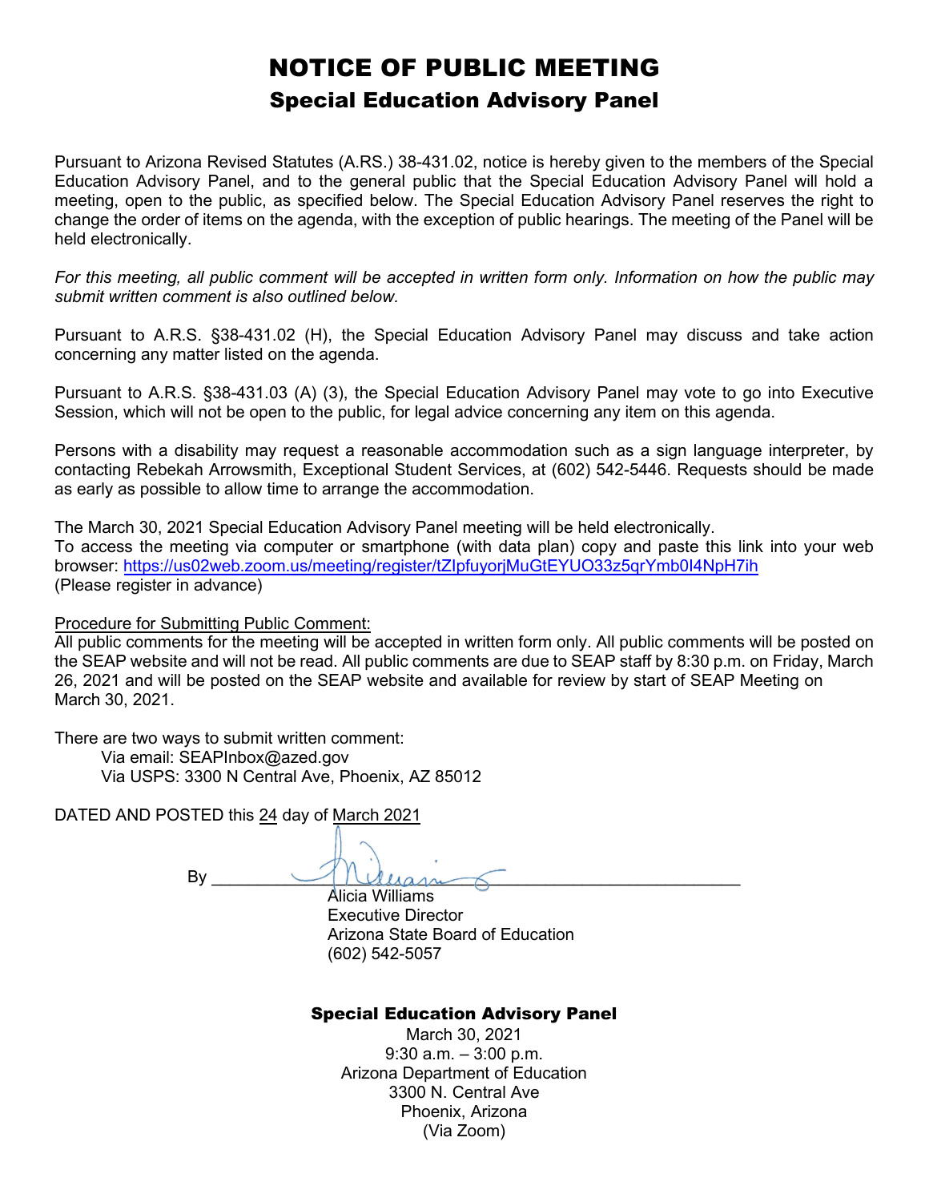# NOTICE OF PUBLIC MEETING

## Special Education Advisory Panel

Pursuant to Arizona Revised Statutes (A.RS.) 38-431.02, notice is hereby given to the members of the Special Education Advisory Panel, and to the general public that the Special Education Advisory Panel will hold a meeting, open to the public, as specified below. The Special Education Advisory Panel reserves the right to change the order of items on the agenda, with the exception of public hearings. The meeting of the Panel will be held electronically.

*For this meeting, all public comment will be accepted in written form only. Information on how the public may submit written comment is also outlined below.*

Pursuant to A.R.S. §38-431.02 (H), the Special Education Advisory Panel may discuss and take action concerning any matter listed on the agenda.

Pursuant to A.R.S. §38-431.03 (A) (3), the Special Education Advisory Panel may vote to go into Executive Session, which will not be open to the public, for legal advice concerning any item on this agenda.

Persons with a disability may request a reasonable accommodation such as a sign language interpreter, by contacting Rebekah Arrowsmith, Exceptional Student Services, at (602) 542-5446. Requests should be made as early as possible to allow time to arrange the accommodation.

The March 30, 2021 Special Education Advisory Panel meeting will be held electronically.
To access the meeting via computer or smartphone (with data plan) copy and paste this link into your web browser: https://us02web.zoom.us/meeting/register/tZIpfuyorjMuGtEYUO33z5qrYmb0I4NpH7ih
(Please register in advance)

Procedure for Submitting Public Comment:
All public comments for the meeting will be accepted in written form only. All public comments will be posted on the SEAP website and will not be read. All public comments are due to SEAP staff by 8:30 p.m. on Friday, March 26, 2021 and will be posted on the SEAP website and available for review by start of SEAP Meeting on March 30, 2021.

There are two ways to submit written comment:
Via email: SEAPInbox@azed.gov
Via USPS: 3300 N Central Ave, Phoenix, AZ 85012

DATED AND POSTED this 24 day of March 2021

By ______________________________
Alicia Williams
Executive Director
Arizona State Board of Education
(602) 542-5057

**Special Education Advisory Panel**
March 30, 2021
9:30 a.m. – 3:00 p.m.
Arizona Department of Education
3300 N. Central Ave
Phoenix, Arizona
(Via Zoom)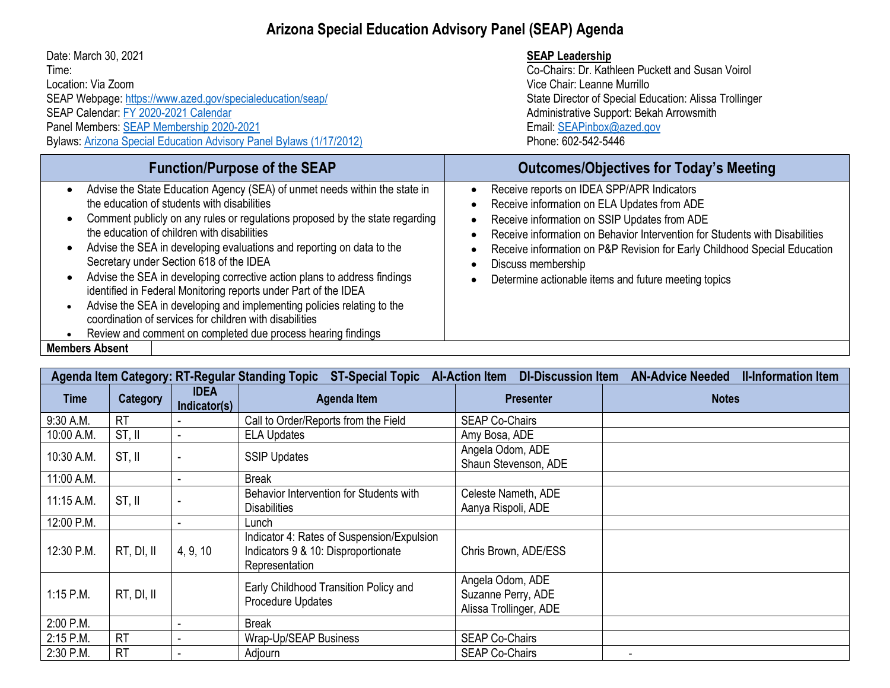# Arizona Special Education Advisory Panel (SEAP) Agenda

Date: March 30, 2021
Time:
Location: Via Zoom
SEAP Webpage: [https://www.azed.gov/specialeducation/seap/](https://www.azed.gov/specialeducation/seap/)
SEAP Calendar: FY 2020-2021 Calendar
Panel Members: SEAP Membership 2020-2021
Bylaws: Arizona Special Education Advisory Panel Bylaws (1/17/2012)

**SEAP Leadership**
Co-Chairs: Dr. Kathleen Puckett and Susan Voirol
Vice Chair: Leanne Murrillo
State Director of Special Education: Alissa Trollinger
Administrative Support: Bekah Arrowsmith
Email: SEAPinbox@azed.gov
Phone: 602-542-5446

| Function/Purpose of the SEAP | Outcomes/Objectives for Today's Meeting |
|---|---|
| • Advise the State Education Agency (SEA) of unmet needs within the state in the education of students with disabilities<br>• Comment publicly on any rules or regulations proposed by the state regarding the education of children with disabilities<br>• Advise the SEA in developing evaluations and reporting on data to the Secretary under Section 618 of the IDEA<br>• Advise the SEA in developing corrective action plans to address findings identified in Federal Monitoring reports under Part of the IDEA<br>• Advise the SEA in developing and implementing policies relating to the coordination of services for children with disabilities<br>• Review and comment on completed due process hearing findings | • Receive reports on IDEA SPP/APR Indicators<br>• Receive information on ELA Updates from ADE<br>• Receive information on SSIP Updates from ADE<br>• Receive information on Behavior Intervention for Students with Disabilities<br>• Receive information on P&P Revision for Early Childhood Special Education<br>• Discuss membership<br>• Determine actionable items and future meeting topics |
| **Members Absent** | |

**Agenda Item Category: RT-Regular Standing Topic ST-Special Topic AI-Action Item DI-Discussion Item AN-Advice Needed II-Information Item**

| Time | Category | IDEA Indicator(s) | Agenda Item | Presenter | Notes |
|---|---|---|---|---|---|
| 9:30 A.M. | RT | - | Call to Order/Reports from the Field | SEAP Co-Chairs | |
| 10:00 A.M. | ST, II | - | ELA Updates | Amy Bosa, ADE | |
| 10:30 A.M. | ST, II | - | SSIP Updates | Angela Odom, ADE<br>Shaun Stevenson, ADE | |
| 11:00 A.M. | | - | Break | | |
| 11:15 A.M. | ST, II | - | Behavior Intervention for Students with Disabilities | Celeste Nameth, ADE<br>Aanya Rispoli, ADE | |
| 12:00 P.M. | | - | Lunch | | |
| 12:30 P.M. | RT, DI, II | 4, 9, 10 | Indicator 4: Rates of Suspension/Expulsion<br>Indicators 9 & 10: Disproportionate Representation | Chris Brown, ADE/ESS | |
| 1:15 P.M. | RT, DI, II | | Early Childhood Transition Policy and Procedure Updates | Angela Odom, ADE<br>Suzanne Perry, ADE<br>Alissa Trollinger, ADE | |
| 2:00 P.M. | | - | Break | | |
| 2:15 P.M. | RT | - | Wrap-Up/SEAP Business | SEAP Co-Chairs | |
| 2:30 P.M. | RT | - | Adjourn | SEAP Co-Chairs | - |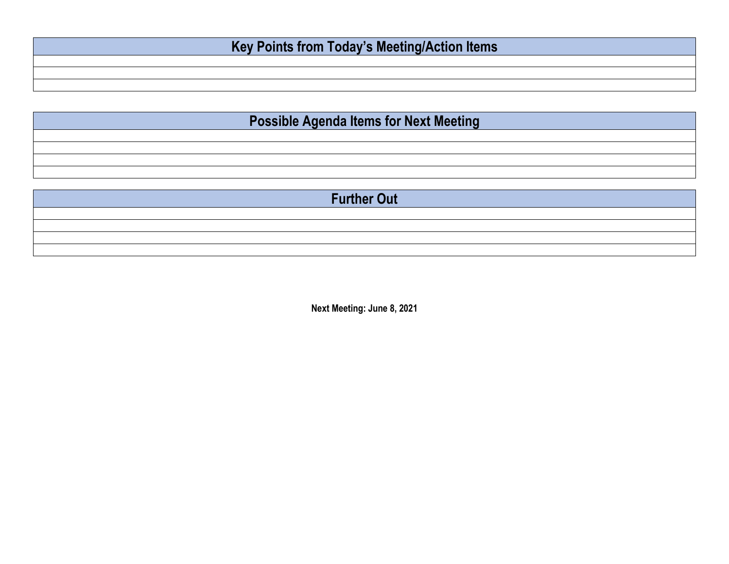| Key Points from Today’s Meeting/Action Items |
| --- |
| |
| |
| |

| Possible Agenda Items for Next Meeting |
| --- |
| |
| |
| |
| |

| Further Out |
| --- |
| |
| |
| |
| |

**Next Meeting: June 8, 2021**